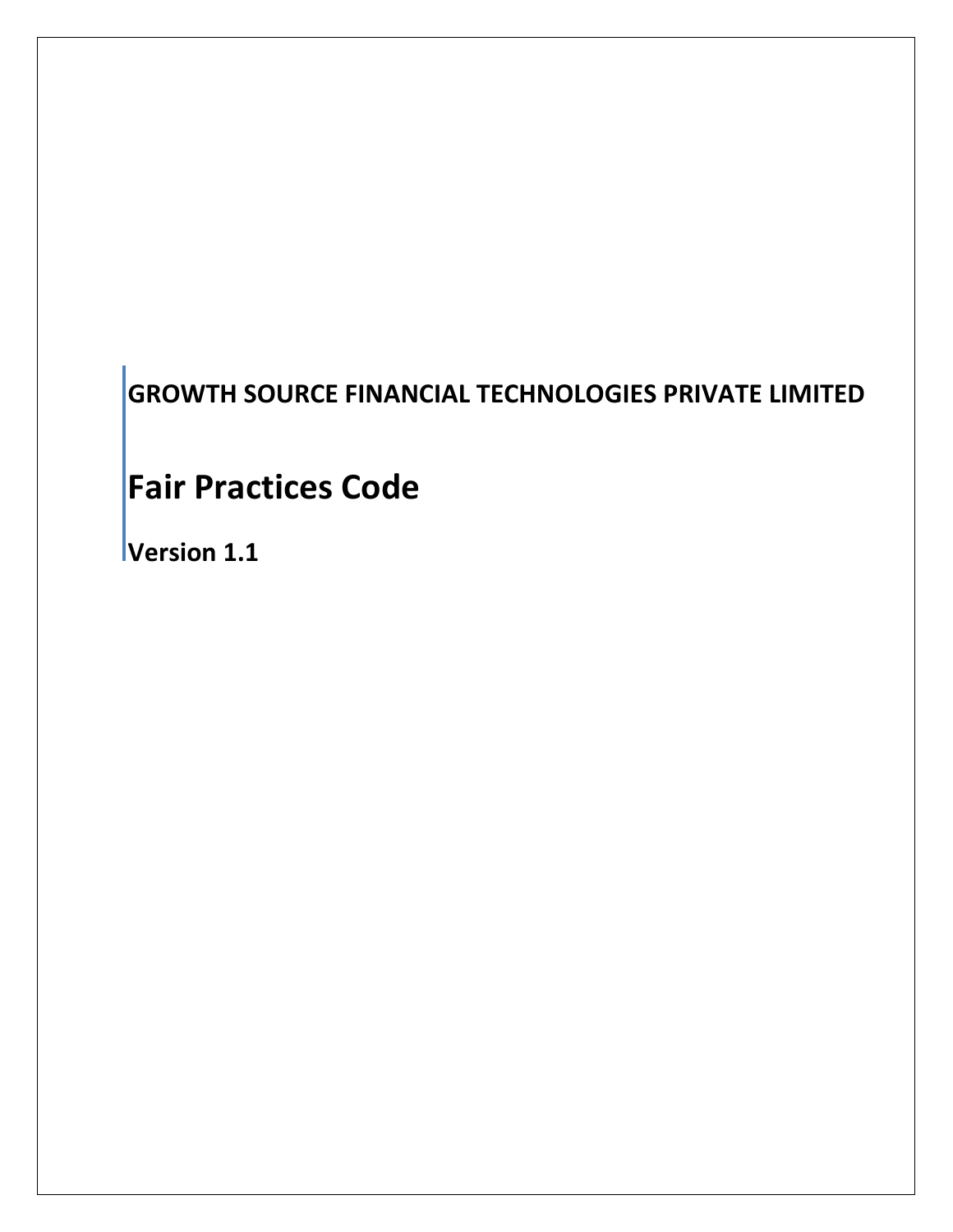**GROWTH SOURCE FINANCIAL TECHNOLOGIES PRIVATE LIMITED**

# Fair Practices Code

**Version 1.1**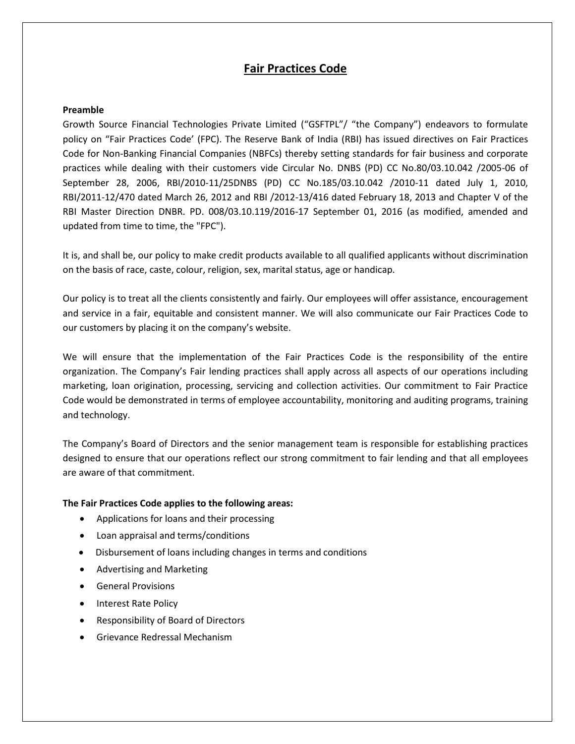# Fair Practices Code

**Preamble**

Growth Source Financial Technologies Private Limited ("GSFTPL"/ "the Company") endeavors to formulate policy on "Fair Practices Code' (FPC). The Reserve Bank of India (RBI) has issued directives on Fair Practices Code for Non-Banking Financial Companies (NBFCs) thereby setting standards for fair business and corporate practices while dealing with their customers vide Circular No. DNBS (PD) CC No.80/03.10.042 /2005-06 of September 28, 2006, RBI/2010-11/25DNBS (PD) CC No.185/03.10.042 /2010-11 dated July 1, 2010, RBI/2011-12/470 dated March 26, 2012 and RBI /2012-13/416 dated February 18, 2013 and Chapter V of the RBI Master Direction DNBR. PD. 008/03.10.119/2016-17 September 01, 2016 (as modified, amended and updated from time to time, the "FPC").

It is, and shall be, our policy to make credit products available to all qualified applicants without discrimination on the basis of race, caste, colour, religion, sex, marital status, age or handicap.

Our policy is to treat all the clients consistently and fairly. Our employees will offer assistance, encouragement and service in a fair, equitable and consistent manner. We will also communicate our Fair Practices Code to our customers by placing it on the company's website.

We will ensure that the implementation of the Fair Practices Code is the responsibility of the entire organization. The Company's Fair lending practices shall apply across all aspects of our operations including marketing, loan origination, processing, servicing and collection activities. Our commitment to Fair Practice Code would be demonstrated in terms of employee accountability, monitoring and auditing programs, training and technology.

The Company's Board of Directors and the senior management team is responsible for establishing practices designed to ensure that our operations reflect our strong commitment to fair lending and that all employees are aware of that commitment.

**The Fair Practices Code applies to the following areas:**

- Applications for loans and their processing
- Loan appraisal and terms/conditions
- Disbursement of loans including changes in terms and conditions
- Advertising and Marketing
- General Provisions
- Interest Rate Policy
- Responsibility of Board of Directors
- Grievance Redressal Mechanism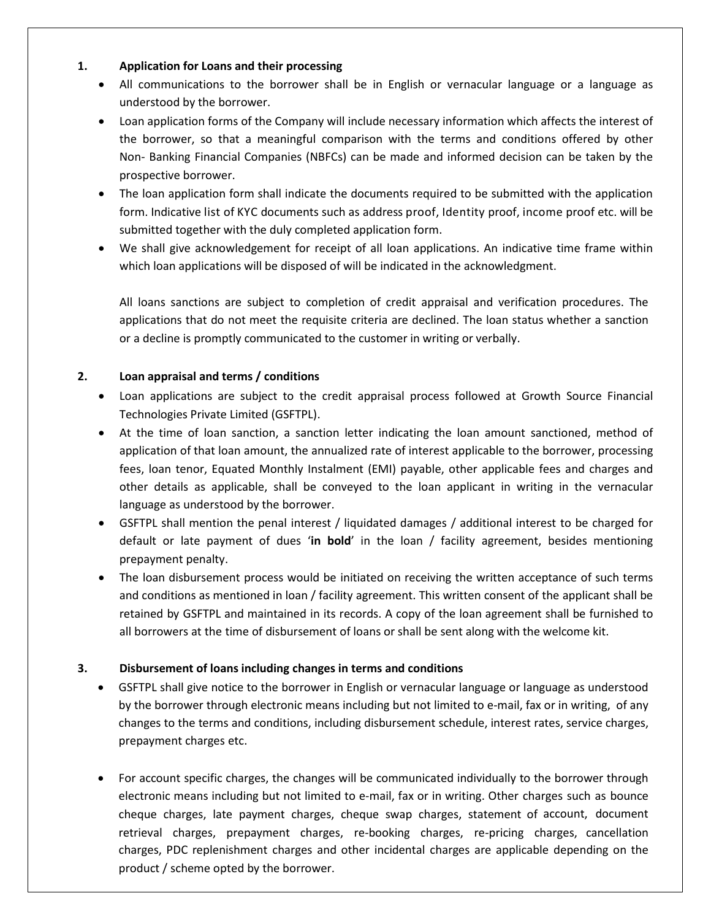## 1. Application for Loans and their processing

- All communications to the borrower shall be in English or vernacular language or a language as understood by the borrower.
- Loan application forms of the Company will include necessary information which affects the interest of the borrower, so that a meaningful comparison with the terms and conditions offered by other Non- Banking Financial Companies (NBFCs) can be made and informed decision can be taken by the prospective borrower.
- The loan application form shall indicate the documents required to be submitted with the application form. Indicative list of KYC documents such as address proof, Identity proof, income proof etc. will be submitted together with the duly completed application form.
- We shall give acknowledgement for receipt of all loan applications. An indicative time frame within which loan applications will be disposed of will be indicated in the acknowledgment.

  All loans sanctions are subject to completion of credit appraisal and verification procedures. The applications that do not meet the requisite criteria are declined. The loan status whether a sanction or a decline is promptly communicated to the customer in writing or verbally.

## 2. Loan appraisal and terms / conditions

- Loan applications are subject to the credit appraisal process followed at Growth Source Financial Technologies Private Limited (GSFTPL).
- At the time of loan sanction, a sanction letter indicating the loan amount sanctioned, method of application of that loan amount, the annualized rate of interest applicable to the borrower, processing fees, loan tenor, Equated Monthly Instalment (EMI) payable, other applicable fees and charges and other details as applicable, shall be conveyed to the loan applicant in writing in the vernacular language as understood by the borrower.
- GSFTPL shall mention the penal interest / liquidated damages / additional interest to be charged for default or late payment of dues '**in bold**' in the loan / facility agreement, besides mentioning prepayment penalty.
- The loan disbursement process would be initiated on receiving the written acceptance of such terms and conditions as mentioned in loan / facility agreement. This written consent of the applicant shall be retained by GSFTPL and maintained in its records. A copy of the loan agreement shall be furnished to all borrowers at the time of disbursement of loans or shall be sent along with the welcome kit.

## 3. Disbursement of loans including changes in terms and conditions

- GSFTPL shall give notice to the borrower in English or vernacular language or language as understood by the borrower through electronic means including but not limited to e-mail, fax or in writing, of any changes to the terms and conditions, including disbursement schedule, interest rates, service charges, prepayment charges etc.

- For account specific charges, the changes will be communicated individually to the borrower through electronic means including but not limited to e-mail, fax or in writing. Other charges such as bounce cheque charges, late payment charges, cheque swap charges, statement of account, document retrieval charges, prepayment charges, re-booking charges, re-pricing charges, cancellation charges, PDC replenishment charges and other incidental charges are applicable depending on the product / scheme opted by the borrower.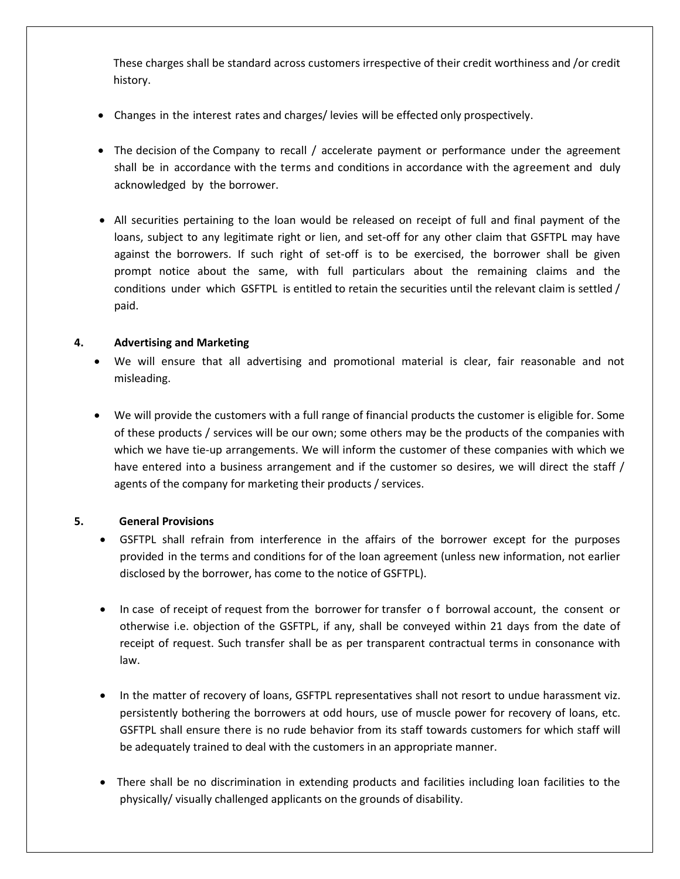These charges shall be standard across customers irrespective of their credit worthiness and /or credit history.

- Changes in the interest rates and charges/ levies will be effected only prospectively.
- The decision of the Company to recall / accelerate payment or performance under the agreement shall be in accordance with the terms and conditions in accordance with the agreement and duly acknowledged by the borrower.
- All securities pertaining to the loan would be released on receipt of full and final payment of the loans, subject to any legitimate right or lien, and set-off for any other claim that GSFTPL may have against the borrowers. If such right of set-off is to be exercised, the borrower shall be given prompt notice about the same, with full particulars about the remaining claims and the conditions under which GSFTPL is entitled to retain the securities until the relevant claim is settled / paid.

## 4. Advertising and Marketing

- We will ensure that all advertising and promotional material is clear, fair reasonable and not misleading.
- We will provide the customers with a full range of financial products the customer is eligible for. Some of these products / services will be our own; some others may be the products of the companies with which we have tie-up arrangements. We will inform the customer of these companies with which we have entered into a business arrangement and if the customer so desires, we will direct the staff / agents of the company for marketing their products / services.

## 5. General Provisions

- GSFTPL shall refrain from interference in the affairs of the borrower except for the purposes provided in the terms and conditions for of the loan agreement (unless new information, not earlier disclosed by the borrower, has come to the notice of GSFTPL).
- In case of receipt of request from the borrower for transfer of borrowal account, the consent or otherwise i.e. objection of the GSFTPL, if any, shall be conveyed within 21 days from the date of receipt of request. Such transfer shall be as per transparent contractual terms in consonance with law.
- In the matter of recovery of loans, GSFTPL representatives shall not resort to undue harassment viz. persistently bothering the borrowers at odd hours, use of muscle power for recovery of loans, etc. GSFTPL shall ensure there is no rude behavior from its staff towards customers for which staff will be adequately trained to deal with the customers in an appropriate manner.
- There shall be no discrimination in extending products and facilities including loan facilities to the physically/ visually challenged applicants on the grounds of disability.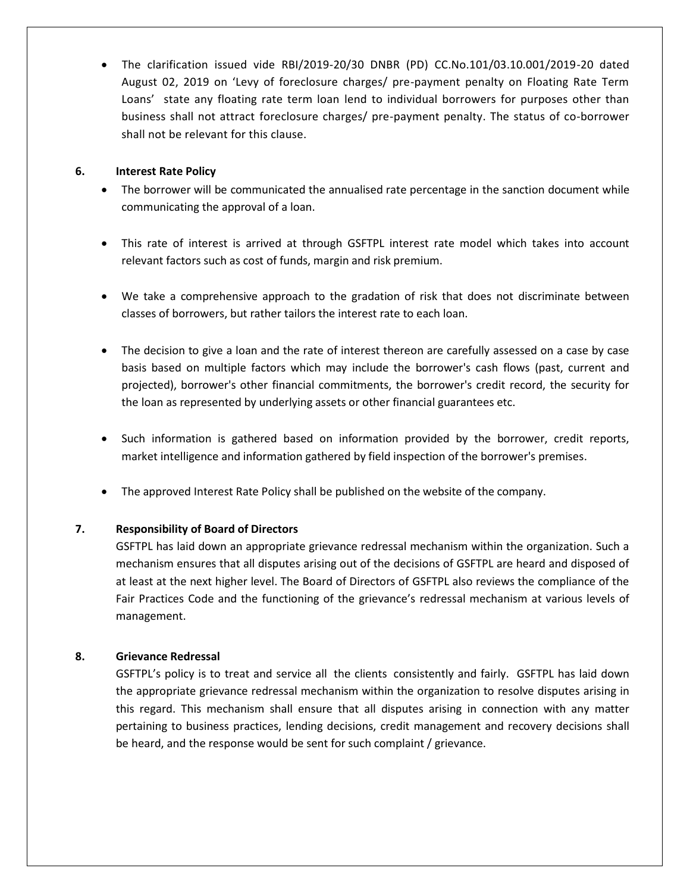- The clarification issued vide RBI/2019-20/30 DNBR (PD) CC.No.101/03.10.001/2019-20 dated August 02, 2019 on 'Levy of foreclosure charges/ pre-payment penalty on Floating Rate Term Loans' state any floating rate term loan lend to individual borrowers for purposes other than business shall not attract foreclosure charges/ pre-payment penalty. The status of co-borrower shall not be relevant for this clause.

## 6. Interest Rate Policy

- The borrower will be communicated the annualised rate percentage in the sanction document while communicating the approval of a loan.

- This rate of interest is arrived at through GSFTPL interest rate model which takes into account relevant factors such as cost of funds, margin and risk premium.

- We take a comprehensive approach to the gradation of risk that does not discriminate between classes of borrowers, but rather tailors the interest rate to each loan.

- The decision to give a loan and the rate of interest thereon are carefully assessed on a case by case basis based on multiple factors which may include the borrower's cash flows (past, current and projected), borrower's other financial commitments, the borrower's credit record, the security for the loan as represented by underlying assets or other financial guarantees etc.

- Such information is gathered based on information provided by the borrower, credit reports, market intelligence and information gathered by field inspection of the borrower's premises.

- The approved Interest Rate Policy shall be published on the website of the company.

## 7. Responsibility of Board of Directors

GSFTPL has laid down an appropriate grievance redressal mechanism within the organization. Such a mechanism ensures that all disputes arising out of the decisions of GSFTPL are heard and disposed of at least at the next higher level. The Board of Directors of GSFTPL also reviews the compliance of the Fair Practices Code and the functioning of the grievance's redressal mechanism at various levels of management.

## 8. Grievance Redressal

GSFTPL's policy is to treat and service all the clients consistently and fairly. GSFTPL has laid down the appropriate grievance redressal mechanism within the organization to resolve disputes arising in this regard. This mechanism shall ensure that all disputes arising in connection with any matter pertaining to business practices, lending decisions, credit management and recovery decisions shall be heard, and the response would be sent for such complaint / grievance.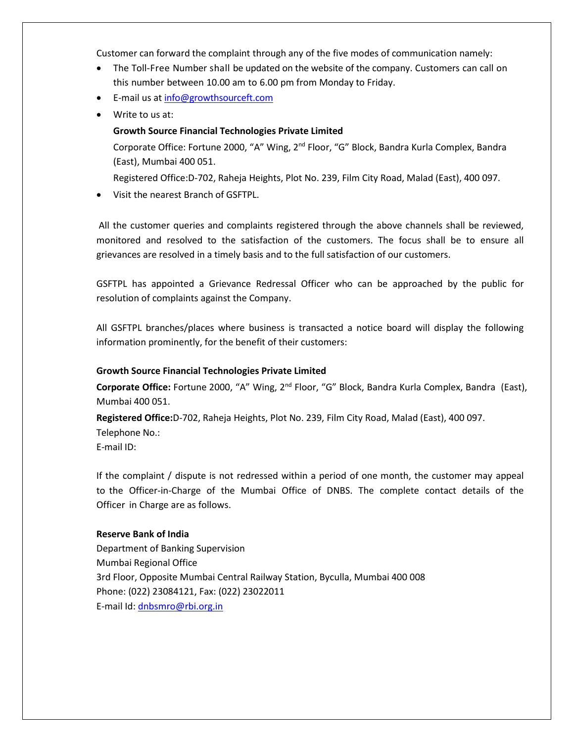Customer can forward the complaint through any of the five modes of communication namely:

- The Toll-Free Number shall be updated on the website of the company. Customers can call on this number between 10.00 am to 6.00 pm from Monday to Friday.
- E-mail us at info@growthsourceft.com
- Write to us at:

  **Growth Source Financial Technologies Private Limited**

  Corporate Office: Fortune 2000, "A" Wing, 2nd Floor, "G" Block, Bandra Kurla Complex, Bandra (East), Mumbai 400 051.

  Registered Office:D-702, Raheja Heights, Plot No. 239, Film City Road, Malad (East), 400 097.
- Visit the nearest Branch of GSFTPL.

All the customer queries and complaints registered through the above channels shall be reviewed, monitored and resolved to the satisfaction of the customers. The focus shall be to ensure all grievances are resolved in a timely basis and to the full satisfaction of our customers.

GSFTPL has appointed a Grievance Redressal Officer who can be approached by the public for resolution of complaints against the Company.

All GSFTPL branches/places where business is transacted a notice board will display the following information prominently, for the benefit of their customers:

**Growth Source Financial Technologies Private Limited**

**Corporate Office:** Fortune 2000, "A" Wing, 2nd Floor, "G" Block, Bandra Kurla Complex, Bandra (East), Mumbai 400 051.

**Registered Office:**D-702, Raheja Heights, Plot No. 239, Film City Road, Malad (East), 400 097.

Telephone No.:

E-mail ID:

If the complaint / dispute is not redressed within a period of one month, the customer may appeal to the Officer-in-Charge of the Mumbai Office of DNBS. The complete contact details of the Officer in Charge are as follows.

**Reserve Bank of India**

Department of Banking Supervision

Mumbai Regional Office

3rd Floor, Opposite Mumbai Central Railway Station, Byculla, Mumbai 400 008

Phone: (022) 23084121, Fax: (022) 23022011

E-mail Id: dnbsmro@rbi.org.in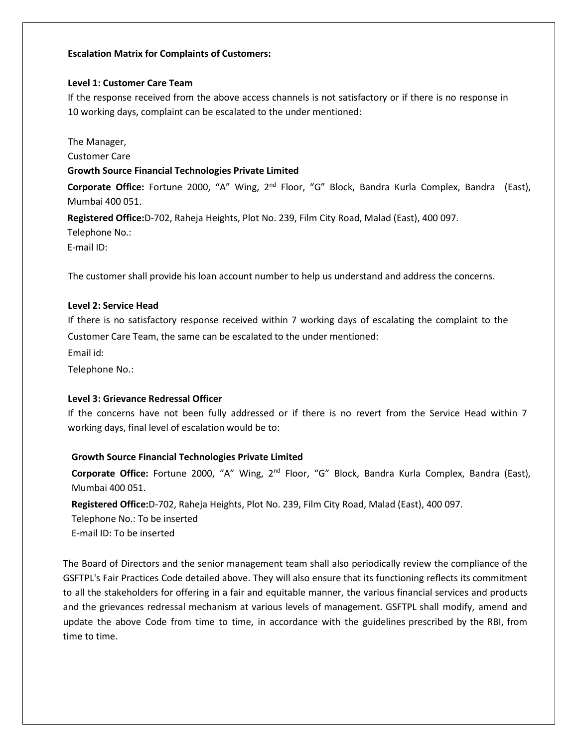**Escalation Matrix for Complaints of Customers:**

**Level 1: Customer Care Team**

If the response received from the above access channels is not satisfactory or if there is no response in 10 working days, complaint can be escalated to the under mentioned:

The Manager,

Customer Care

**Growth Source Financial Technologies Private Limited**

**Corporate Office:** Fortune 2000, "A" Wing, 2nd Floor, "G" Block, Bandra Kurla Complex, Bandra (East), Mumbai 400 051.

**Registered Office:**D-702, Raheja Heights, Plot No. 239, Film City Road, Malad (East), 400 097.

Telephone No.:

E-mail ID:

The customer shall provide his loan account number to help us understand and address the concerns.

**Level 2: Service Head**

If there is no satisfactory response received within 7 working days of escalating the complaint to the Customer Care Team, the same can be escalated to the under mentioned:

Email id:

Telephone No.:

**Level 3: Grievance Redressal Officer**

If the concerns have not been fully addressed or if there is no revert from the Service Head within 7 working days, final level of escalation would be to:

**Growth Source Financial Technologies Private Limited**

**Corporate Office:** Fortune 2000, "A" Wing, 2nd Floor, "G" Block, Bandra Kurla Complex, Bandra (East), Mumbai 400 051.

**Registered Office:**D-702, Raheja Heights, Plot No. 239, Film City Road, Malad (East), 400 097.

Telephone No.: To be inserted

E-mail ID: To be inserted

The Board of Directors and the senior management team shall also periodically review the compliance of the GSFTPL's Fair Practices Code detailed above. They will also ensure that its functioning reflects its commitment to all the stakeholders for offering in a fair and equitable manner, the various financial services and products and the grievances redressal mechanism at various levels of management. GSFTPL shall modify, amend and update the above Code from time to time, in accordance with the guidelines prescribed by the RBI, from time to time.